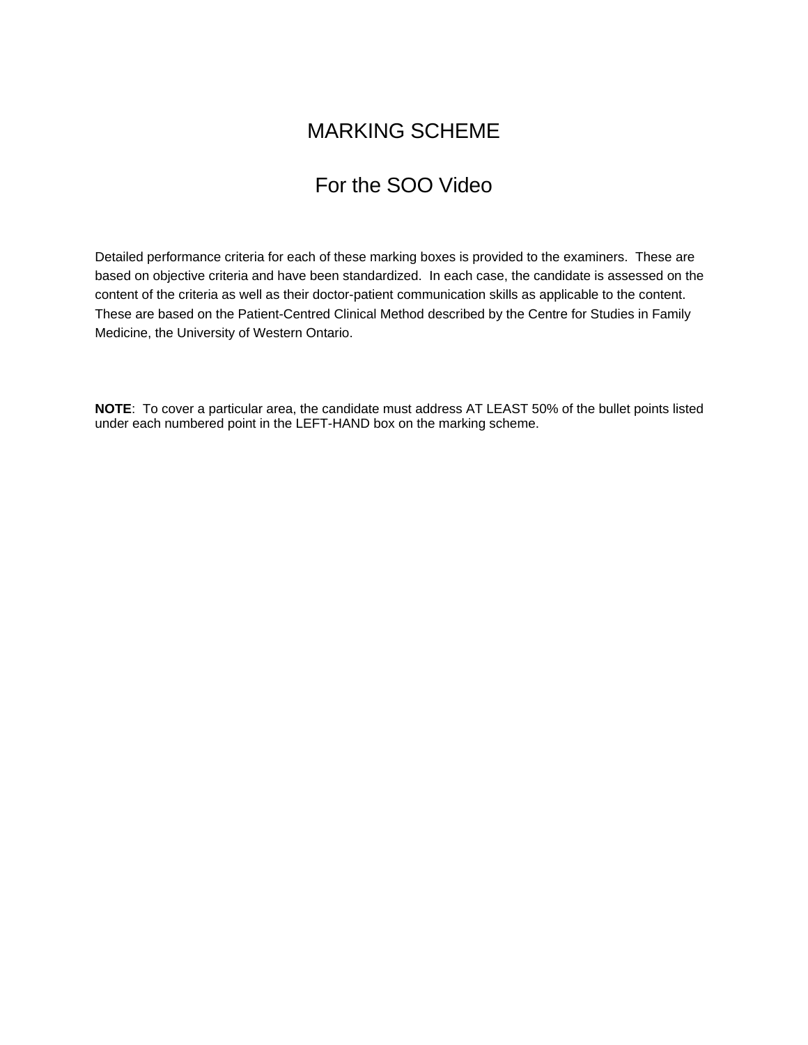# MARKING SCHEME

## For the SOO Video

Detailed performance criteria for each of these marking boxes is provided to the examiners. These are based on objective criteria and have been standardized. In each case, the candidate is assessed on the content of the criteria as well as their doctor-patient communication skills as applicable to the content. These are based on the Patient-Centred Clinical Method described by the Centre for Studies in Family Medicine, the University of Western Ontario.

**NOTE**: To cover a particular area, the candidate must address AT LEAST 50% of the bullet points listed under each numbered point in the LEFT-HAND box on the marking scheme.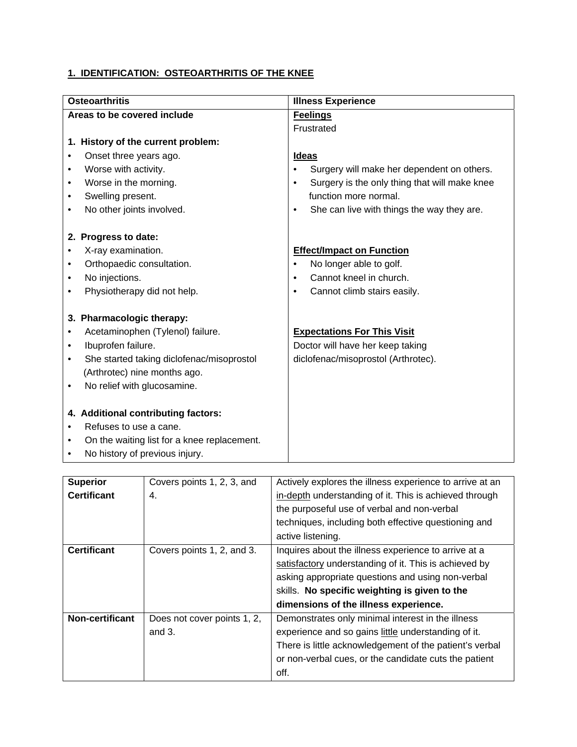## 1. IDENTIFICATION: OSTEOARTHRITIS OF THE KNEE

| Osteoarthritis | Illness Experience |
|---|---|
| **Areas to be covered include**<br><br>**1. History of the current problem:**<br>• Onset three years ago.<br>• Worse with activity.<br>• Worse in the morning.<br>• Swelling present.<br>• No other joints involved.<br><br>**2. Progress to date:**<br>• X-ray examination.<br>• Orthopaedic consultation.<br>• No injections.<br>• Physiotherapy did not help.<br><br>**3. Pharmacologic therapy:**<br>• Acetaminophen (Tylenol) failure.<br>• Ibuprofen failure.<br>• She started taking diclofenac/misoprostol (Arthrotec) nine months ago.<br>• No relief with glucosamine.<br><br>**4. Additional contributing factors:**<br>• Refuses to use a cane.<br>• On the waiting list for a knee replacement.<br>• No history of previous injury. | **Feelings**<br>Frustrated<br><br>**Ideas**<br>• Surgery will make her dependent on others.<br>• Surgery is the only thing that will make knee function more normal.<br>• She can live with things the way they are.<br><br>**Effect/Impact on Function**<br>• No longer able to golf.<br>• Cannot kneel in church.<br>• Cannot climb stairs easily.<br><br>**Expectations For This Visit**<br>Doctor will have her keep taking diclofenac/misoprostol (Arthrotec). |

| | | |
|---|---|---|
| **Superior Certificant** | Covers points 1, 2, 3, and 4. | Actively explores the illness experience to arrive at an in-depth understanding of it. This is achieved through the purposeful use of verbal and non-verbal techniques, including both effective questioning and active listening. |
| **Certificant** | Covers points 1, 2, and 3. | Inquires about the illness experience to arrive at a satisfactory understanding of it. This is achieved by asking appropriate questions and using non-verbal skills. **No specific weighting is given to the dimensions of the illness experience.** |
| **Non-certificant** | Does not cover points 1, 2, and 3. | Demonstrates only minimal interest in the illness experience and so gains little understanding of it. There is little acknowledgement of the patient's verbal or non-verbal cues, or the candidate cuts the patient off. |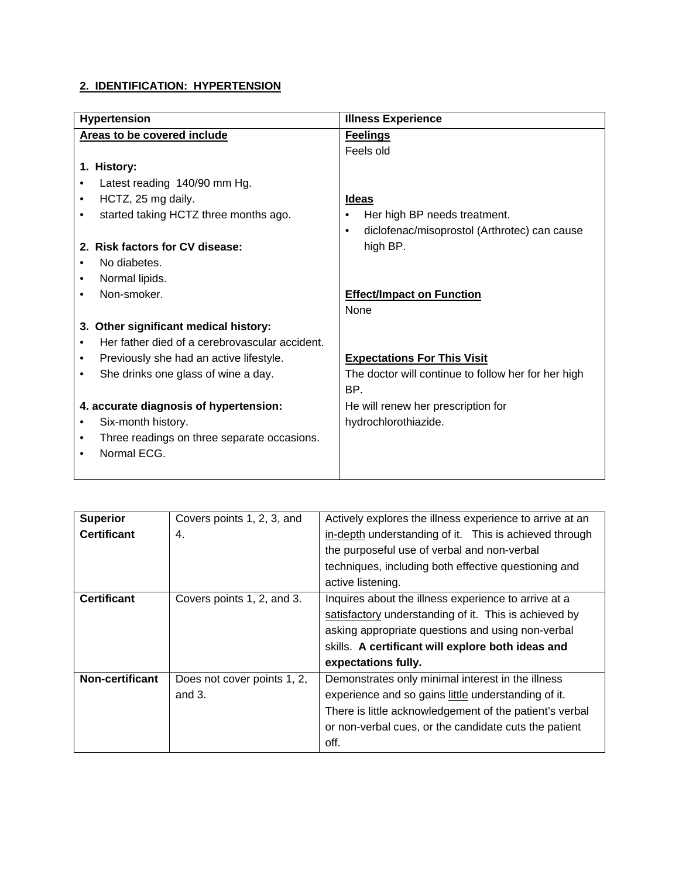## 2. IDENTIFICATION: HYPERTENSION

| Hypertension | Illness Experience |
|---|---|
| <u>**Areas to be covered include**</u><br><br>**1. History:**<br>• Latest reading 140/90 mm Hg.<br>• HCTZ, 25 mg daily.<br>• started taking HCTZ three months ago.<br><br>**2. Risk factors for CV disease:**<br>• No diabetes.<br>• Normal lipids.<br>• Non-smoker.<br><br>**3. Other significant medical history:**<br>• Her father died of a cerebrovascular accident.<br>• Previously she had an active lifestyle.<br>• She drinks one glass of wine a day.<br><br>**4. accurate diagnosis of hypertension:**<br>• Six-month history.<br>• Three readings on three separate occasions.<br>• Normal ECG. | <u>**Feelings**</u><br>Feels old<br><br><u>**Ideas**</u><br>• Her high BP needs treatment.<br>• diclofenac/misoprostol (Arthrotec) can cause high BP.<br><br><u>**Effect/Impact on Function**</u><br>None<br><br><u>**Expectations For This Visit**</u><br>The doctor will continue to follow her for her high BP.<br>He will renew her prescription for hydrochlorothiazide. |

| | | |
|---|---|---|
| **Superior Certificant** | Covers points 1, 2, 3, and 4. | Actively explores the illness experience to arrive at an <u>in-depth</u> understanding of it. This is achieved through the purposeful use of verbal and non-verbal techniques, including both effective questioning and active listening. |
| **Certificant** | Covers points 1, 2, and 3. | Inquires about the illness experience to arrive at a <u>satisfactory</u> understanding of it. This is achieved by asking appropriate questions and using non-verbal skills. **A certificant will explore both ideas and expectations fully.** |
| **Non-certificant** | Does not cover points 1, 2, and 3. | Demonstrates only minimal interest in the illness experience and so gains <u>little</u> understanding of it. There is little acknowledgement of the patient's verbal or non-verbal cues, or the candidate cuts the patient off. |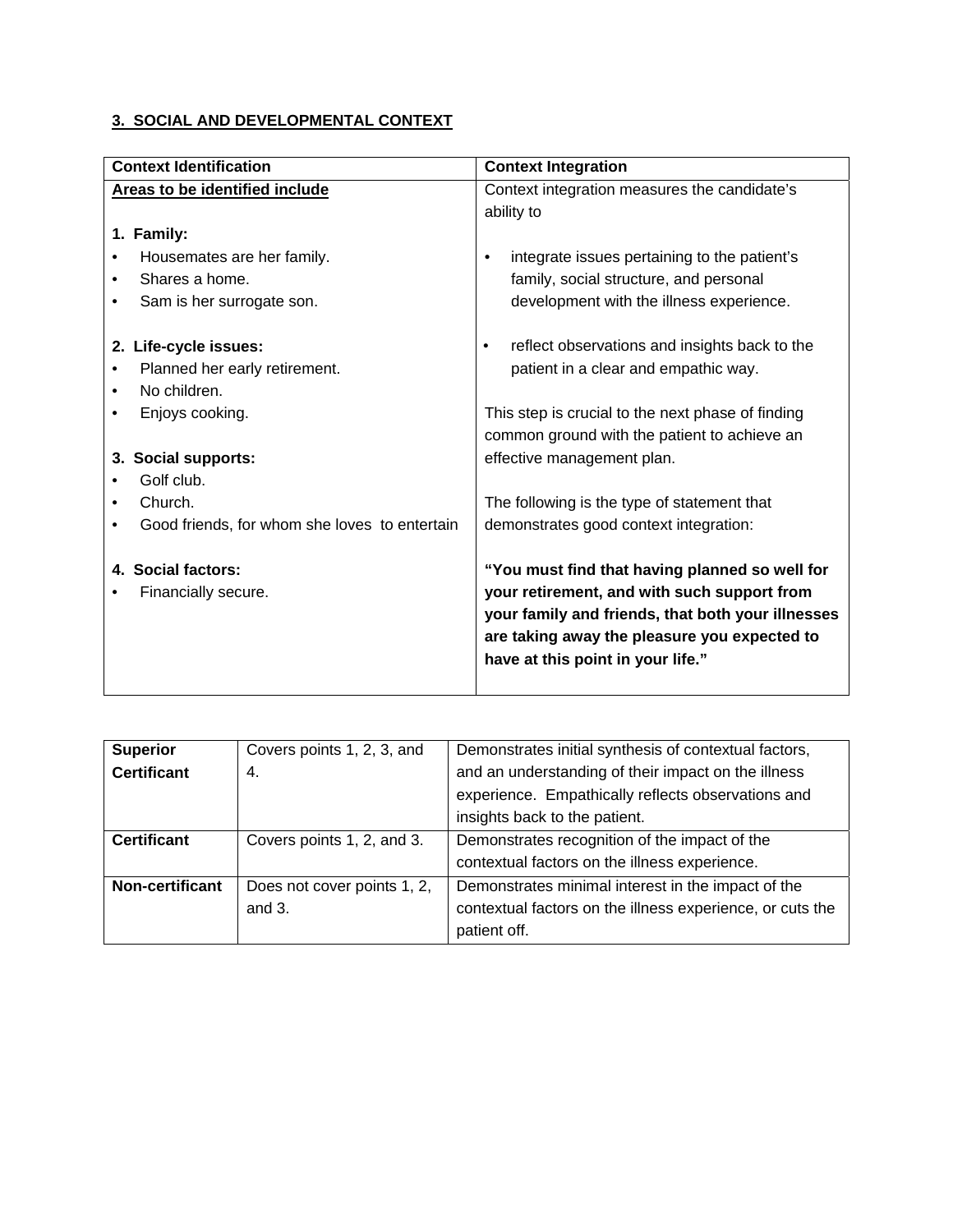## 3. SOCIAL AND DEVELOPMENTAL CONTEXT

| Context Identification | Context Integration |
|---|---|
| **Areas to be identified include**<br><br>**1. Family:**<br>• Housemates are her family.<br>• Shares a home.<br>• Sam is her surrogate son.<br><br>**2. Life-cycle issues:**<br>• Planned her early retirement.<br>• No children.<br>• Enjoys cooking.<br><br>**3. Social supports:**<br>• Golf club.<br>• Church.<br>• Good friends, for whom she loves to entertain<br><br>**4. Social factors:**<br>• Financially secure. | Context integration measures the candidate's ability to<br><br>• integrate issues pertaining to the patient's family, social structure, and personal development with the illness experience.<br><br>• reflect observations and insights back to the patient in a clear and empathic way.<br><br>This step is crucial to the next phase of finding common ground with the patient to achieve an effective management plan.<br><br>The following is the type of statement that demonstrates good context integration:<br><br>**"You must find that having planned so well for your retirement, and with such support from your family and friends, that both your illnesses are taking away the pleasure you expected to have at this point in your life."** |

| | | |
|---|---|---|
| **Superior Certificant** | Covers points 1, 2, 3, and 4. | Demonstrates initial synthesis of contextual factors, and an understanding of their impact on the illness experience. Empathically reflects observations and insights back to the patient. |
| **Certificant** | Covers points 1, 2, and 3. | Demonstrates recognition of the impact of the contextual factors on the illness experience. |
| **Non-certificant** | Does not cover points 1, 2, and 3. | Demonstrates minimal interest in the impact of the contextual factors on the illness experience, or cuts the patient off. |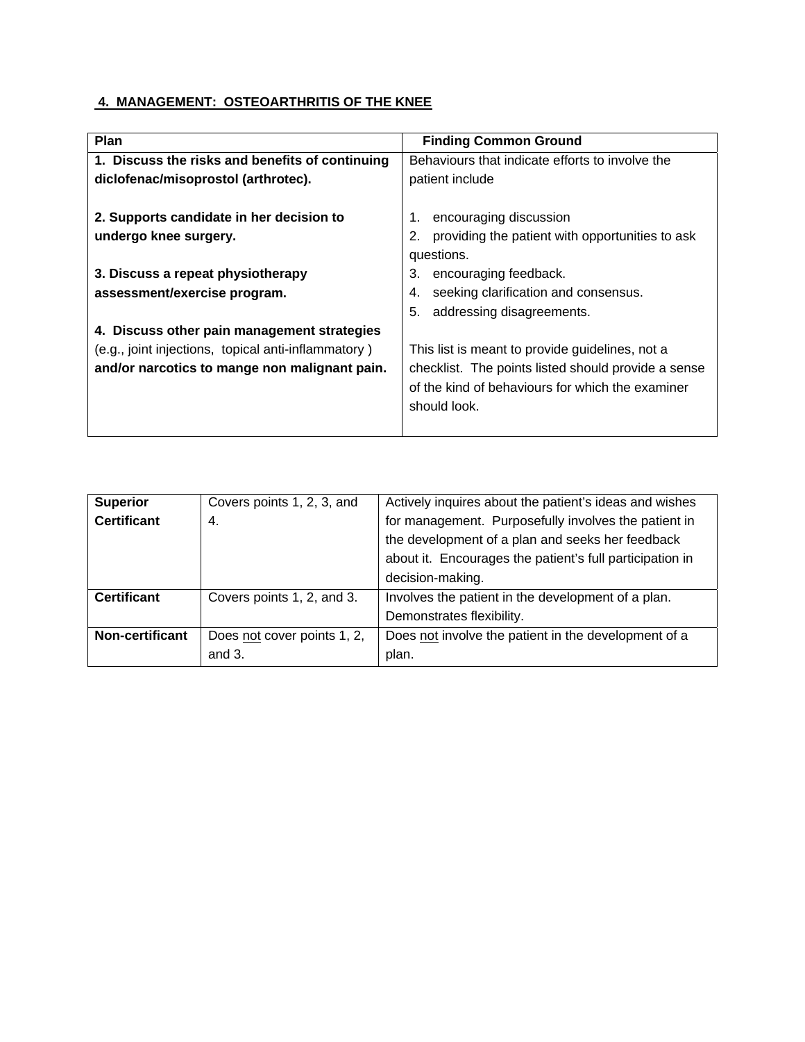**4. MANAGEMENT: OSTEOARTHRITIS OF THE KNEE**

| Plan | Finding Common Ground |
|---|---|
| **1. Discuss the risks and benefits of continuing diclofenac/misoprostol (arthrotec).**<br><br>**2. Supports candidate in her decision to undergo knee surgery.**<br><br>**3. Discuss a repeat physiotherapy assessment/exercise program.**<br><br>**4. Discuss other pain management strategies** (e.g., joint injections, topical anti-inflammatory ) **and/or narcotics to mange non malignant pain.** | Behaviours that indicate efforts to involve the patient include<br><br>1. encouraging discussion<br>2. providing the patient with opportunities to ask questions.<br>3. encouraging feedback.<br>4. seeking clarification and consensus.<br>5. addressing disagreements.<br><br>This list is meant to provide guidelines, not a checklist. The points listed should provide a sense of the kind of behaviours for which the examiner should look. |

| | | |
|---|---|---|
| **Superior Certificant** | Covers points 1, 2, 3, and 4. | Actively inquires about the patient's ideas and wishes for management. Purposefully involves the patient in the development of a plan and seeks her feedback about it. Encourages the patient's full participation in decision-making. |
| **Certificant** | Covers points 1, 2, and 3. | Involves the patient in the development of a plan. Demonstrates flexibility. |
| **Non-certificant** | Does <u>not</u> cover points 1, 2, and 3. | Does <u>not</u> involve the patient in the development of a plan. |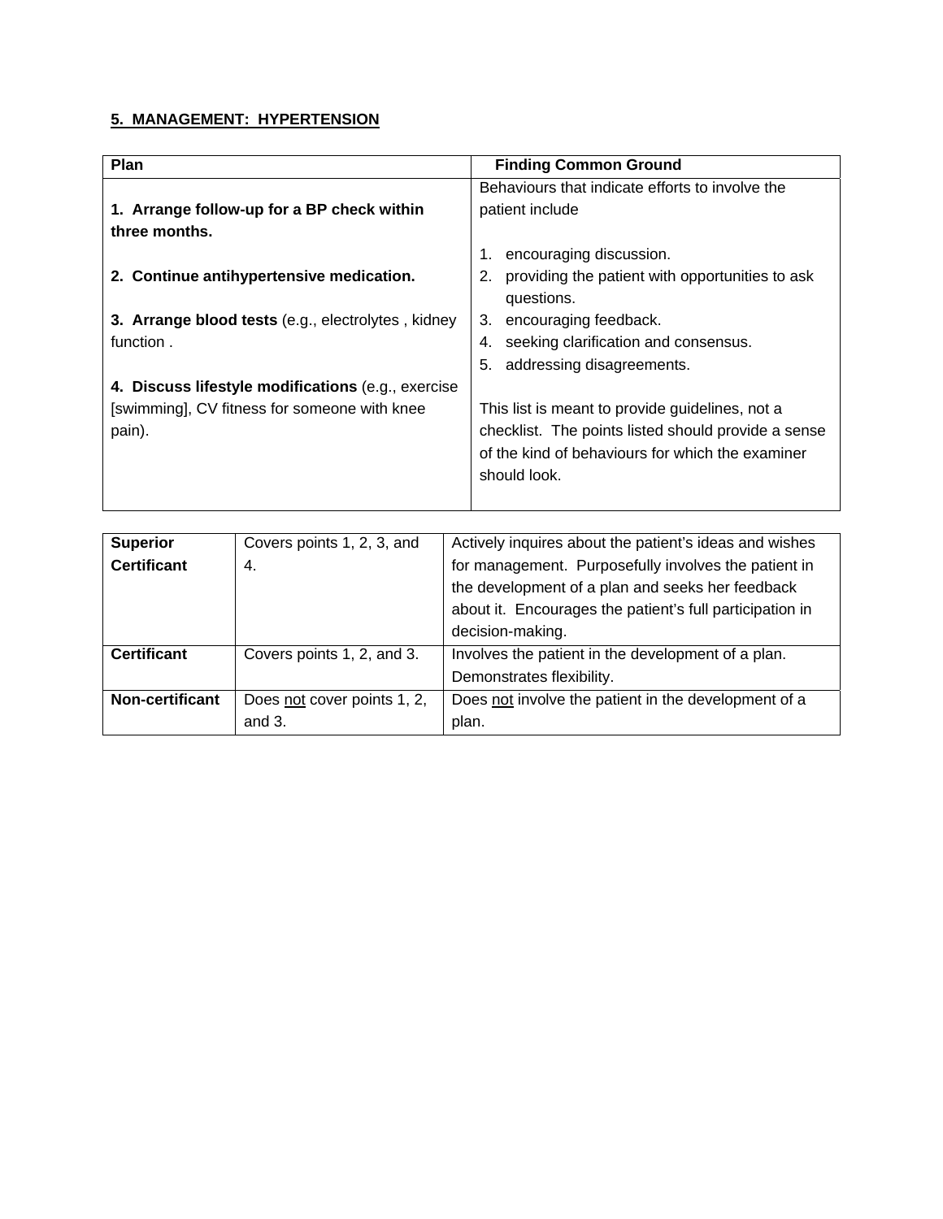**5. MANAGEMENT: HYPERTENSION**

| Plan | Finding Common Ground |
|---|---|
| **1. Arrange follow-up for a BP check within three months.**<br><br>**2. Continue antihypertensive medication.**<br><br>**3. Arrange blood tests** (e.g., electrolytes , kidney function .<br><br>**4. Discuss lifestyle modifications** (e.g., exercise [swimming], CV fitness for someone with knee pain). | Behaviours that indicate efforts to involve the patient include<br><br>1. encouraging discussion.<br>2. providing the patient with opportunities to ask questions.<br>3. encouraging feedback.<br>4. seeking clarification and consensus.<br>5. addressing disagreements.<br><br>This list is meant to provide guidelines, not a checklist. The points listed should provide a sense of the kind of behaviours for which the examiner should look. |

| | | |
|---|---|---|
| **Superior Certificant** | Covers points 1, 2, 3, and 4. | Actively inquires about the patient's ideas and wishes for management. Purposefully involves the patient in the development of a plan and seeks her feedback about it. Encourages the patient's full participation in decision-making. |
| **Certificant** | Covers points 1, 2, and 3. | Involves the patient in the development of a plan. Demonstrates flexibility. |
| **Non-certificant** | Does <u>not</u> cover points 1, 2, and 3. | Does <u>not</u> involve the patient in the development of a plan. |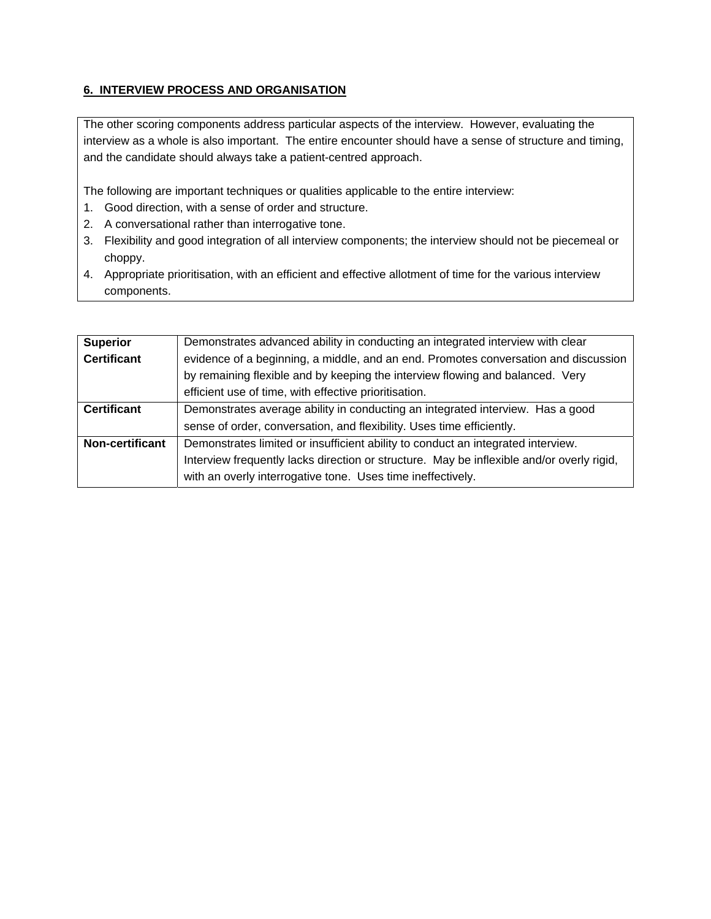**6. INTERVIEW PROCESS AND ORGANISATION**

The other scoring components address particular aspects of the interview. However, evaluating the interview as a whole is also important. The entire encounter should have a sense of structure and timing, and the candidate should always take a patient-centred approach.

The following are important techniques or qualities applicable to the entire interview:

1. Good direction, with a sense of order and structure.
2. A conversational rather than interrogative tone.
3. Flexibility and good integration of all interview components; the interview should not be piecemeal or choppy.
4. Appropriate prioritisation, with an efficient and effective allotment of time for the various interview components.

| | |
|---|---|
| **Superior Certificant** | Demonstrates advanced ability in conducting an integrated interview with clear evidence of a beginning, a middle, and an end. Promotes conversation and discussion by remaining flexible and by keeping the interview flowing and balanced. Very efficient use of time, with effective prioritisation. |
| **Certificant** | Demonstrates average ability in conducting an integrated interview. Has a good sense of order, conversation, and flexibility. Uses time efficiently. |
| **Non-certificant** | Demonstrates limited or insufficient ability to conduct an integrated interview. Interview frequently lacks direction or structure. May be inflexible and/or overly rigid, with an overly interrogative tone. Uses time ineffectively. |